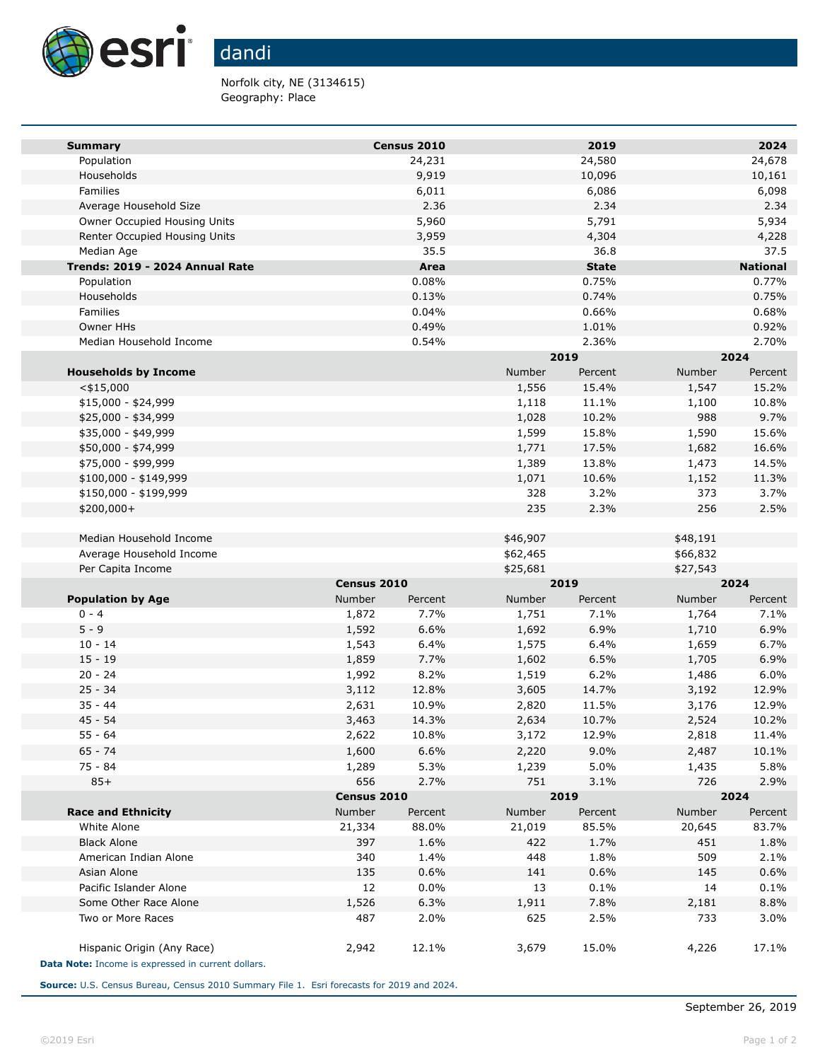# dandi

Norfolk city, NE (3134615)
Geography: Place

| Summary | Census 2010 | 2019 | 2024 |
|---|---|---|---|
| Population | 24,231 | 24,580 | 24,678 |
| Households | 9,919 | 10,096 | 10,161 |
| Families | 6,011 | 6,086 | 6,098 |
| Average Household Size | 2.36 | 2.34 | 2.34 |
| Owner Occupied Housing Units | 5,960 | 5,791 | 5,934 |
| Renter Occupied Housing Units | 3,959 | 4,304 | 4,228 |
| Median Age | 35.5 | 36.8 | 37.5 |

| Trends: 2019 - 2024 Annual Rate | Area | State | National |
|---|---|---|---|
| Population | 0.08% | 0.75% | 0.77% |
| Households | 0.13% | 0.74% | 0.75% |
| Families | 0.04% | 0.66% | 0.68% |
| Owner HHs | 0.49% | 1.01% | 0.92% |
| Median Household Income | 0.54% | 2.36% | 2.70% |

| | 2019 | | 2024 | |
|---|---|---|---|---|
| Households by Income | Number | Percent | Number | Percent |
| <$15,000 | 1,556 | 15.4% | 1,547 | 15.2% |
| $15,000 - $24,999 | 1,118 | 11.1% | 1,100 | 10.8% |
| $25,000 - $34,999 | 1,028 | 10.2% | 988 | 9.7% |
| $35,000 - $49,999 | 1,599 | 15.8% | 1,590 | 15.6% |
| $50,000 - $74,999 | 1,771 | 17.5% | 1,682 | 16.6% |
| $75,000 - $99,999 | 1,389 | 13.8% | 1,473 | 14.5% |
| $100,000 - $149,999 | 1,071 | 10.6% | 1,152 | 11.3% |
| $150,000 - $199,999 | 328 | 3.2% | 373 | 3.7% |
| $200,000+ | 235 | 2.3% | 256 | 2.5% |
| | | | | |
| Median Household Income | $46,907 | | $48,191 | |
| Average Household Income | $62,465 | | $66,832 | |
| Per Capita Income | $25,681 | | $27,543 | |

| | Census 2010 | | 2019 | | 2024 | |
|---|---|---|---|---|---|---|
| Population by Age | Number | Percent | Number | Percent | Number | Percent |
| 0 - 4 | 1,872 | 7.7% | 1,751 | 7.1% | 1,764 | 7.1% |
| 5 - 9 | 1,592 | 6.6% | 1,692 | 6.9% | 1,710 | 6.9% |
| 10 - 14 | 1,543 | 6.4% | 1,575 | 6.4% | 1,659 | 6.7% |
| 15 - 19 | 1,859 | 7.7% | 1,602 | 6.5% | 1,705 | 6.9% |
| 20 - 24 | 1,992 | 8.2% | 1,519 | 6.2% | 1,486 | 6.0% |
| 25 - 34 | 3,112 | 12.8% | 3,605 | 14.7% | 3,192 | 12.9% |
| 35 - 44 | 2,631 | 10.9% | 2,820 | 11.5% | 3,176 | 12.9% |
| 45 - 54 | 3,463 | 14.3% | 2,634 | 10.7% | 2,524 | 10.2% |
| 55 - 64 | 2,622 | 10.8% | 3,172 | 12.9% | 2,818 | 11.4% |
| 65 - 74 | 1,600 | 6.6% | 2,220 | 9.0% | 2,487 | 10.1% |
| 75 - 84 | 1,289 | 5.3% | 1,239 | 5.0% | 1,435 | 5.8% |
| 85+ | 656 | 2.7% | 751 | 3.1% | 726 | 2.9% |

| | Census 2010 | | 2019 | | 2024 | |
|---|---|---|---|---|---|---|
| Race and Ethnicity | Number | Percent | Number | Percent | Number | Percent |
| White Alone | 21,334 | 88.0% | 21,019 | 85.5% | 20,645 | 83.7% |
| Black Alone | 397 | 1.6% | 422 | 1.7% | 451 | 1.8% |
| American Indian Alone | 340 | 1.4% | 448 | 1.8% | 509 | 2.1% |
| Asian Alone | 135 | 0.6% | 141 | 0.6% | 145 | 0.6% |
| Pacific Islander Alone | 12 | 0.0% | 13 | 0.1% | 14 | 0.1% |
| Some Other Race Alone | 1,526 | 6.3% | 1,911 | 7.8% | 2,181 | 8.8% |
| Two or More Races | 487 | 2.0% | 625 | 2.5% | 733 | 3.0% |
| | | | | | | |
| Hispanic Origin (Any Race) | 2,942 | 12.1% | 3,679 | 15.0% | 4,226 | 17.1% |

**Data Note:** Income is expressed in current dollars.

**Source:** U.S. Census Bureau, Census 2010 Summary File 1. Esri forecasts for 2019 and 2024.

September 26, 2019

©2019 Esri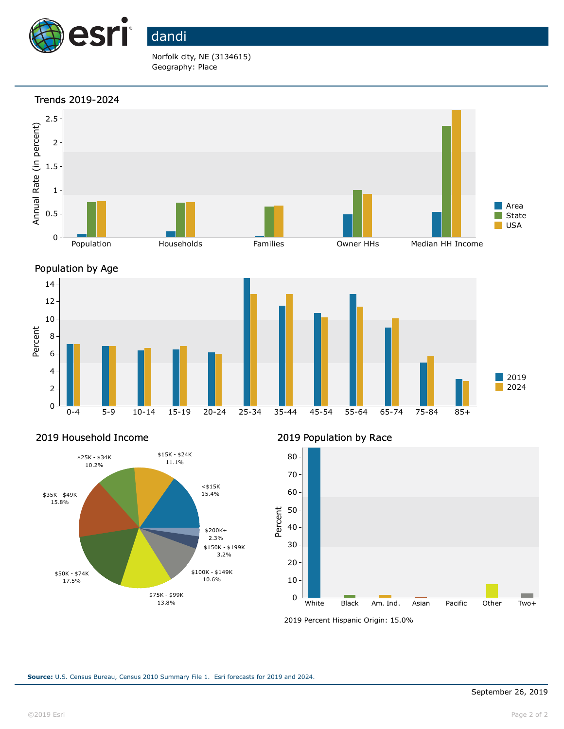## dandi

Norfolk city, NE (3134615)
Geography: Place

### Trends 2019-2024

Annual Rate (in percent)

2.5
2
1.5
1
0.5
0

Population
Households
Families
Owner HHs
Median HH Income

Area
State
USA

### Population by Age

Percent

14
12
10
8
6
4
2
0

0-4
5-9
10-14
15-19
20-24
25-34
35-44
45-54
55-64
65-74
75-84
85+

2019
2024

### 2019 Household Income

<$15K
15.4%

$15K - $24K
11.1%

$25K - $34K
10.2%

$35K - $49K
15.8%

$50K - $74K
17.5%

$75K - $99K
13.8%

$100K - $149K
10.6%

$150K - $199K
3.2%

$200K+
2.3%

### 2019 Population by Race

Percent

80
70
60
50
40
30
20
10
0

White
Black
Am. Ind.
Asian
Pacific
Other
Two+

2019 Percent Hispanic Origin: 15.0%

**Source:** U.S. Census Bureau, Census 2010 Summary File 1. Esri forecasts for 2019 and 2024.

September 26, 2019

©2019 Esri